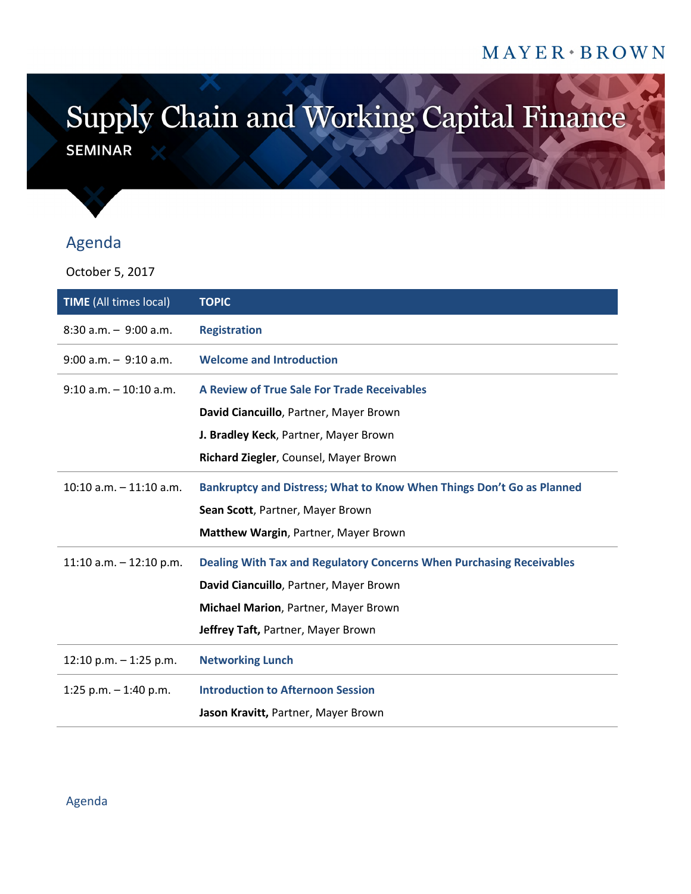MAYER • BROWN

# Supply Chain and Working Capital Finance

SEMINAR

## Agenda

October 5, 2017

| **TIME** (All times local) | **TOPIC** |
|---|---|
| 8:30 a.m. – 9:00 a.m. | **Registration** |
| 9:00 a.m. – 9:10 a.m. | **Welcome and Introduction** |
| 9:10 a.m. – 10:10 a.m. | **A Review of True Sale For Trade Receivables**<br>**David Ciancuillo**, Partner, Mayer Brown<br>**J. Bradley Keck**, Partner, Mayer Brown<br>**Richard Ziegler**, Counsel, Mayer Brown |
| 10:10 a.m. – 11:10 a.m. | **Bankruptcy and Distress; What to Know When Things Don't Go as Planned**<br>**Sean Scott**, Partner, Mayer Brown<br>**Matthew Wargin**, Partner, Mayer Brown |
| 11:10 a.m. – 12:10 p.m. | **Dealing With Tax and Regulatory Concerns When Purchasing Receivables**<br>**David Ciancuillo**, Partner, Mayer Brown<br>**Michael Marion**, Partner, Mayer Brown<br>**Jeffrey Taft,** Partner, Mayer Brown |
| 12:10 p.m. – 1:25 p.m. | **Networking Lunch** |
| 1:25 p.m. – 1:40 p.m. | **Introduction to Afternoon Session**<br>**Jason Kravitt,** Partner, Mayer Brown |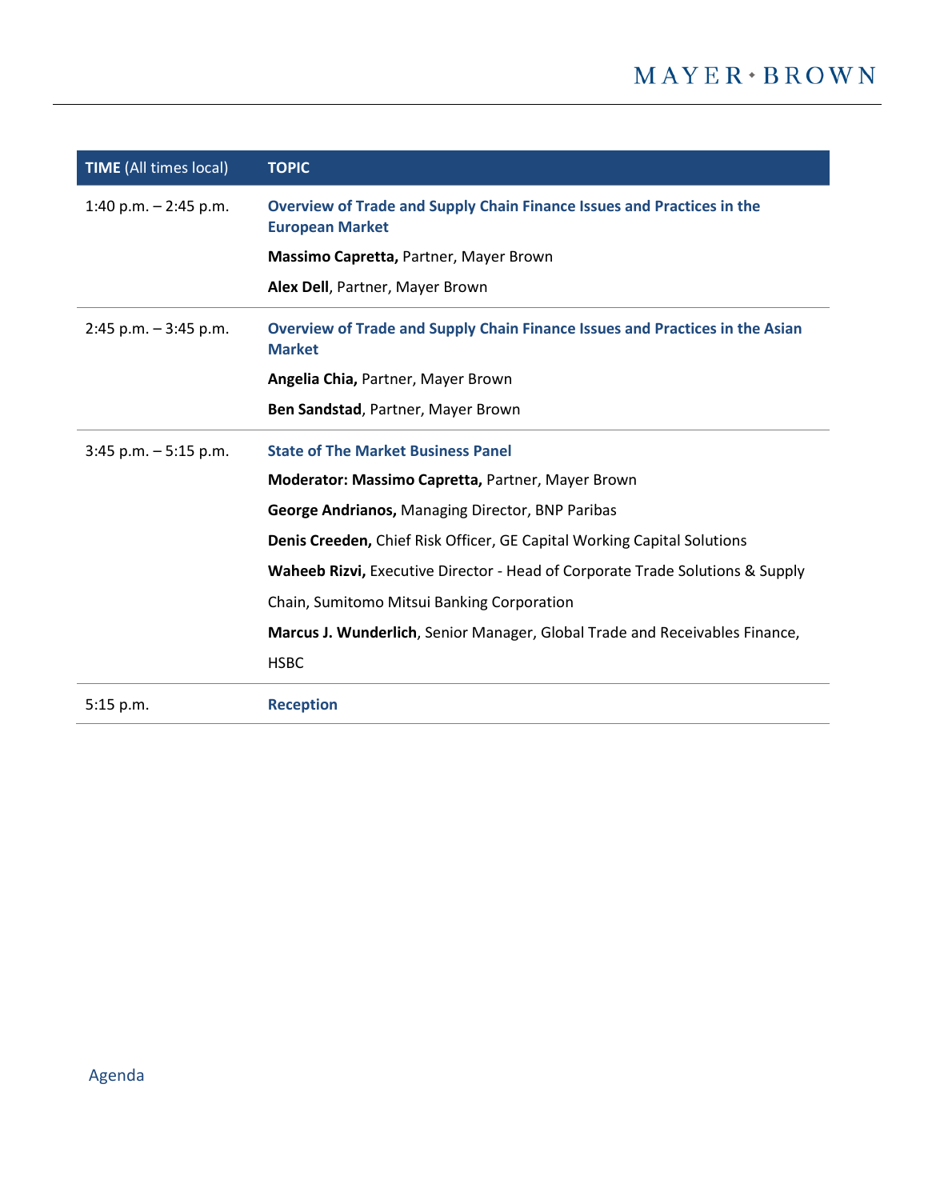| **TIME** (All times local) | **TOPIC** |
|---|---|
| 1:40 p.m. – 2:45 p.m. | **Overview of Trade and Supply Chain Finance Issues and Practices in the European Market**<br>**Massimo Capretta,** Partner, Mayer Brown<br>**Alex Dell**, Partner, Mayer Brown |
| 2:45 p.m. – 3:45 p.m. | **Overview of Trade and Supply Chain Finance Issues and Practices in the Asian Market**<br>**Angelia Chia,** Partner, Mayer Brown<br>**Ben Sandstad**, Partner, Mayer Brown |
| 3:45 p.m. – 5:15 p.m. | **State of The Market Business Panel**<br>**Moderator: Massimo Capretta,** Partner, Mayer Brown<br>**George Andrianos,** Managing Director, BNP Paribas<br>**Denis Creeden,** Chief Risk Officer, GE Capital Working Capital Solutions<br>**Waheeb Rizvi,** Executive Director - Head of Corporate Trade Solutions & Supply Chain, Sumitomo Mitsui Banking Corporation<br>**Marcus J. Wunderlich**, Senior Manager, Global Trade and Receivables Finance, HSBC |
| 5:15 p.m. | **Reception** |